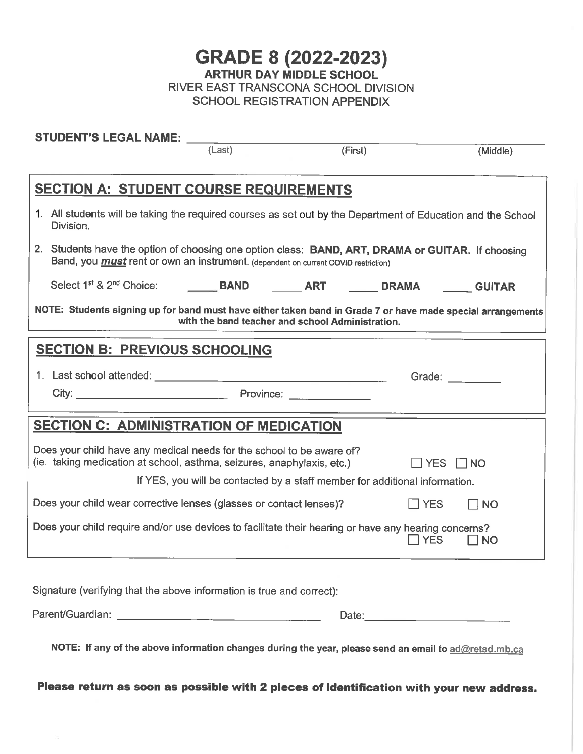# GRADE 8 (2022-2023)

**ARTHUR DAY MIDDLE SCHOOL**

RIVER EAST TRANSCONA SCHOOL DIVISION

SCHOOL REGISTRATION APPENDIX

**STUDENT'S LEGAL NAME:** ______________________________________________

(Last) (First) (Middle)

## SECTION A: STUDENT COURSE REQUIREMENTS

1. All students will be taking the required courses as set out by the Department of Education and the School Division.
2. Students have the option of choosing one option class: **BAND, ART, DRAMA or GUITAR.** If choosing Band, you ***must*** rent or own an instrument. (dependent on current COVID restriction)

   Select 1st & 2nd Choice: _____ **BAND** _____ **ART** _____ **DRAMA** _____ **GUITAR**

**NOTE: Students signing up for band must have either taken band in Grade 7 or have made special arrangements with the band teacher and school Administration.**

## SECTION B: PREVIOUS SCHOOLING

1. Last school attended: ______________________________ Grade: _________

   City: ____________________ Province: ______________

## SECTION C: ADMINISTRATION OF MEDICATION

Does your child have any medical needs for the school to be aware of?
(ie. taking medication at school, asthma, seizures, anaphylaxis, etc.) ☐ YES ☐ NO

If YES, you will be contacted by a staff member for additional information.

Does your child wear corrective lenses (glasses or contact lenses)? ☐ YES ☐ NO

Does your child require and/or use devices to facilitate their hearing or have any hearing concerns? ☐ YES ☐ NO

Signature (verifying that the above information is true and correct):

Parent/Guardian: ______________________________ Date: ______________________

**NOTE: If any of the above information changes during the year, please send an email to ad@retsd.mb.ca**

**Please return as soon as possible with 2 pieces of identification with your new address.**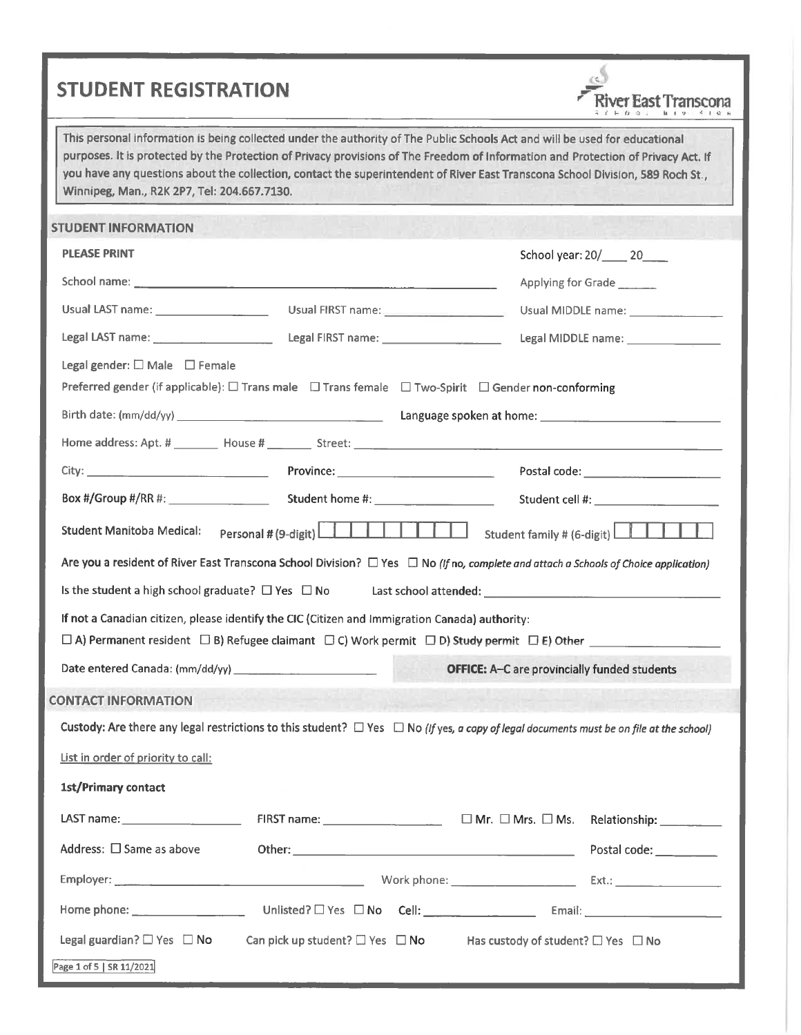# STUDENT REGISTRATION

River East Transcona

This personal information is being collected under the authority of The Public Schools Act and will be used for educational purposes. It is protected by the Protection of Privacy provisions of The Freedom of Information and Protection of Privacy Act. If you have any questions about the collection, contact the superintendent of River East Transcona School Division, 589 Roch St., Winnipeg, Man., R2K 2P7, Tel: 204.667.7130.

## STUDENT INFORMATION

**PLEASE PRINT** School year: 20/____ 20____

School name: ______________________ Applying for Grade ______

Usual LAST name: ______________ Usual FIRST name: ______________ Usual MIDDLE name: ______________

Legal LAST name: ______________ Legal FIRST name: ______________ Legal MIDDLE name: ______________

Legal gender: ☐ Male ☐ Female

Preferred gender (if applicable): ☐ Trans male ☐ Trans female ☐ Two-Spirit ☐ Gender non-conforming

Birth date: (mm/dd/yy) ______________ Language spoken at home: ______________

Home address: Apt. # ______ House # ______ Street: ______________

City: ______________ Province: ______________ Postal code: ______________

Box #/Group #/RR #: ______________ Student home #: ______________ Student cell #: ______________

Student Manitoba Medical: Personal # (9-digit) ☐☐☐☐☐☐☐☐☐ Student family # (6-digit) ☐☐☐☐☐☐

Are you a resident of River East Transcona School Division? ☐ Yes ☐ No *(If no, complete and attach a Schools of Choice application)*

Is the student a high school graduate? ☐ Yes ☐ No Last school attended: ______________

If not a Canadian citizen, please identify the CIC (Citizen and Immigration Canada) authority:

☐ A) Permanent resident ☐ B) Refugee claimant ☐ C) Work permit ☐ D) Study permit ☐ E) Other ______________

Date entered Canada: (mm/dd/yy) ______________ **OFFICE: A–C are provincially funded students**

## CONTACT INFORMATION

Custody: Are there any legal restrictions to this student? ☐ Yes ☐ No *(If yes, a copy of legal documents must be on file at the school)*

List in order of priority to call:

**1st/Primary contact**

LAST name: ______________ FIRST name: ______________ ☐ Mr. ☐ Mrs. ☐ Ms. Relationship: ______________

Address: ☐ Same as above Other: ______________ Postal code: ______________

Employer: ______________ Work phone: ______________ Ext.: ______________

Home phone: ______________ Unlisted? ☐ Yes ☐ No Cell: ______________ Email: ______________

Legal guardian? ☐ Yes ☐ No Can pick up student? ☐ Yes ☐ No Has custody of student? ☐ Yes ☐ No

SR 11/2021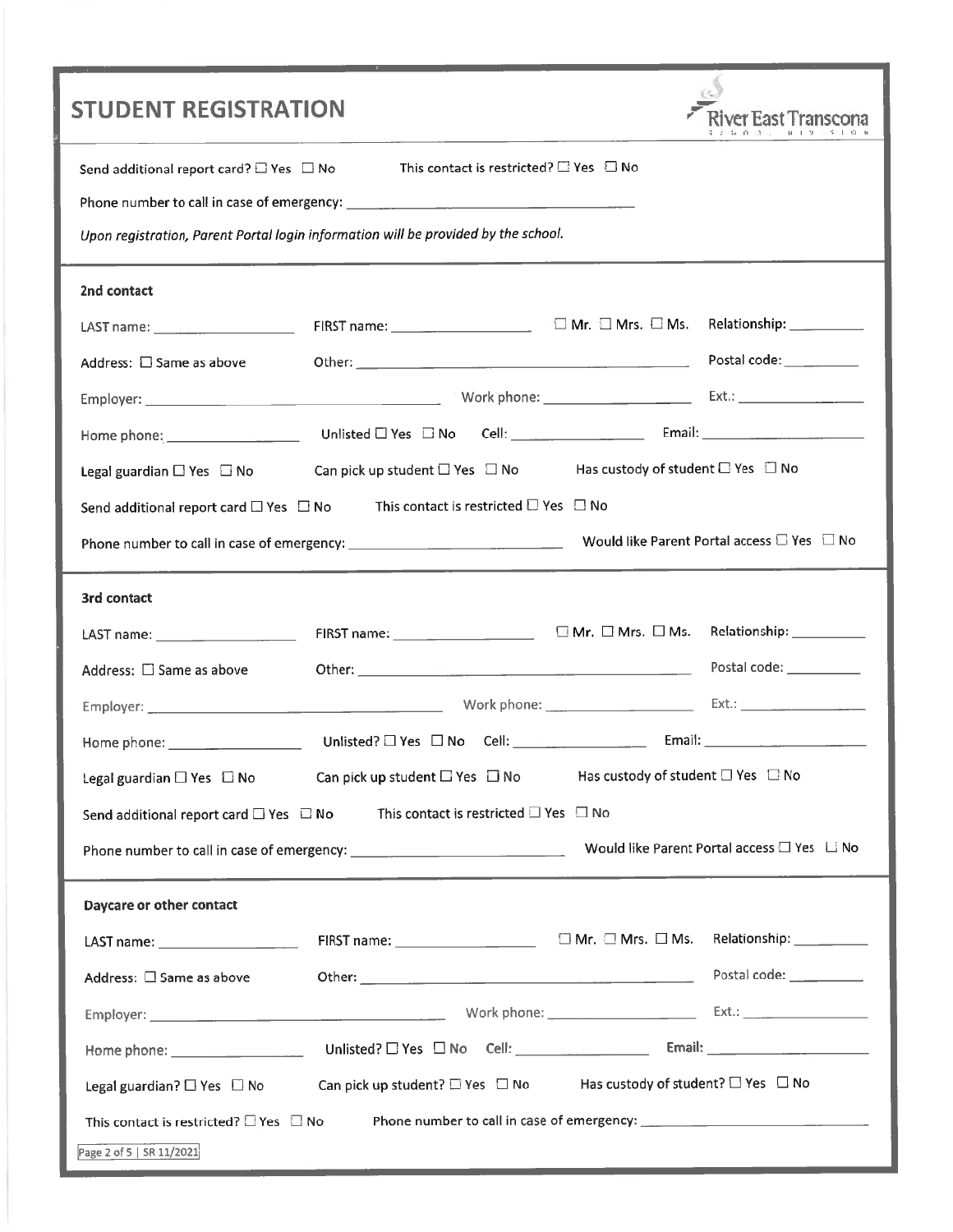# STUDENT REGISTRATION

River East Transcona SCHOOL DIVISION

Send additional report card? ☐ Yes ☐ No This contact is restricted? ☐ Yes ☐ No

Phone number to call in case of emergency: ____________________

*Upon registration, Parent Portal login information will be provided by the school.*

## 2nd contact

LAST name: ____________ FIRST name: ____________ ☐ Mr. ☐ Mrs. ☐ Ms. Relationship: ________

Address: ☐ Same as above Other: ____________________ Postal code: ________

Employer: ____________________ Work phone: ____________ Ext.: ________

Home phone: ____________ Unlisted ☐ Yes ☐ No Cell: ____________ Email: ____________

Legal guardian ☐ Yes ☐ No Can pick up student ☐ Yes ☐ No Has custody of student ☐ Yes ☐ No

Send additional report card ☐ Yes ☐ No This contact is restricted ☐ Yes ☐ No

Phone number to call in case of emergency: ____________ Would like Parent Portal access ☐ Yes ☐ No

## 3rd contact

LAST name: ____________ FIRST name: ____________ ☐ Mr. ☐ Mrs. ☐ Ms. Relationship: ________

Address: ☐ Same as above Other: ____________________ Postal code: ________

Employer: ____________________ Work phone: ____________ Ext.: ________

Home phone: ____________ Unlisted? ☐ Yes ☐ No Cell: ____________ Email: ____________

Legal guardian ☐ Yes ☐ No Can pick up student ☐ Yes ☐ No Has custody of student ☐ Yes ☐ No

Send additional report card ☐ Yes ☐ No This contact is restricted ☐ Yes ☐ No

Phone number to call in case of emergency: ____________ Would like Parent Portal access ☐ Yes ☐ No

## Daycare or other contact

LAST name: ____________ FIRST name: ____________ ☐ Mr. ☐ Mrs. ☐ Ms. Relationship: ________

Address: ☐ Same as above Other: ____________________ Postal code: ________

Employer: ____________________ Work phone: ____________ Ext.: ________

Home phone: ____________ Unlisted? ☐ Yes ☐ No Cell: ____________ Email: ____________

Legal guardian? ☐ Yes ☐ No Can pick up student? ☐ Yes ☐ No Has custody of student? ☐ Yes ☐ No

This contact is restricted? ☐ Yes ☐ No Phone number to call in case of emergency: ____________

SR 11/2021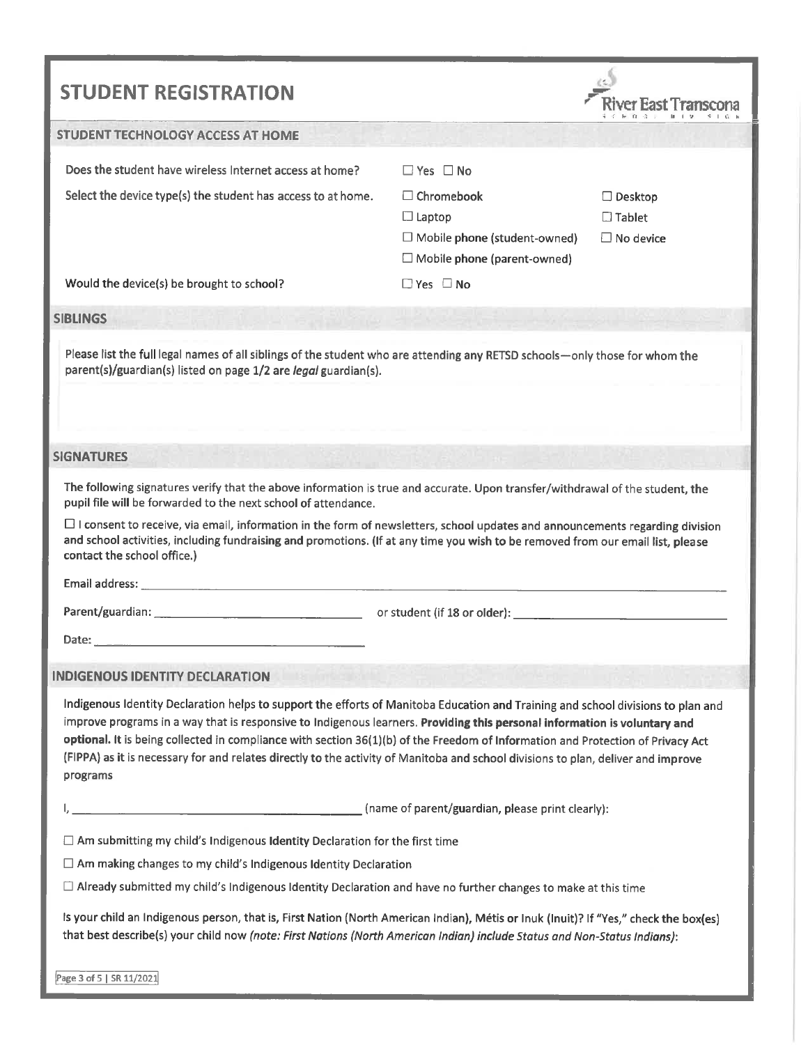# STUDENT REGISTRATION

River East Transcona

## STUDENT TECHNOLOGY ACCESS AT HOME

| | | |
|---|---|---|
| Does the student have wireless Internet access at home? | ☐ Yes ☐ No | |
| Select the device type(s) the student has access to at home. | ☐ Chromebook | ☐ Desktop |
| | ☐ Laptop | ☐ Tablet |
| | ☐ Mobile phone (student-owned) | ☐ No device |
| | ☐ Mobile phone (parent-owned) | |
| Would the device(s) be brought to school? | ☐ Yes ☐ No | |

## SIBLINGS

Please list the full legal names of all siblings of the student who are attending any RETSD schools—only those for whom the parent(s)/guardian(s) listed on page 1/2 are *legal* guardian(s).

## SIGNATURES

The following signatures verify that the above information is true and accurate. Upon transfer/withdrawal of the student, the pupil file will be forwarded to the next school of attendance.

☐ I consent to receive, via email, information in the form of newsletters, school updates and announcements regarding division and school activities, including fundraising and promotions. (If at any time you wish to be removed from our email list, please contact the school office.)

Email address: ______________________________

Parent/guardian: ______________________ or student (if 18 or older): ______________________

Date: ______________________

## INDIGENOUS IDENTITY DECLARATION

Indigenous Identity Declaration helps to support the efforts of Manitoba Education and Training and school divisions to plan and improve programs in a way that is responsive to Indigenous learners. **Providing this personal information is voluntary and optional.** It is being collected in compliance with section 36(1)(b) of the Freedom of Information and Protection of Privacy Act (FIPPA) as it is necessary for and relates directly to the activity of Manitoba and school divisions to plan, deliver and improve programs

I, ______________________________ (name of parent/guardian, please print clearly):

☐ Am submitting my child's Indigenous Identity Declaration for the first time

☐ Am making changes to my child's Indigenous Identity Declaration

☐ Already submitted my child's Indigenous Identity Declaration and have no further changes to make at this time

Is your child an Indigenous person, that is, First Nation (North American Indian), Métis or Inuk (Inuit)? If "Yes," check the box(es) that best describe(s) your child now *(note: First Nations (North American Indian) include Status and Non-Status Indians)*: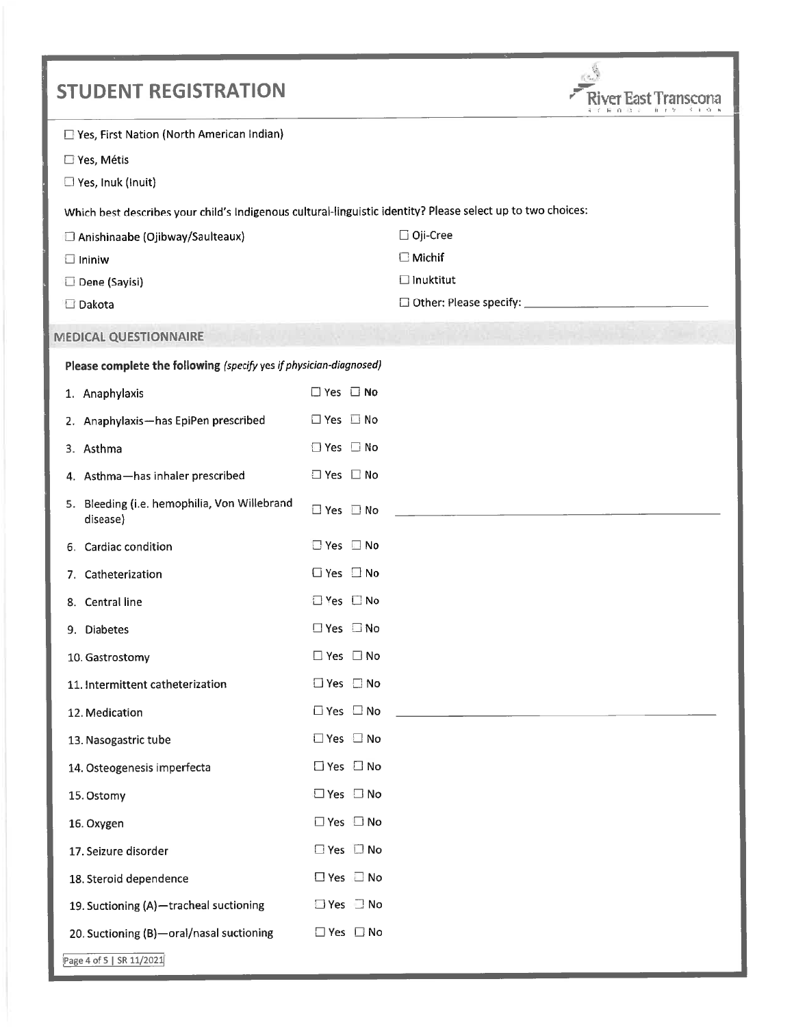# STUDENT REGISTRATION

River East Transcona School Division

☐ Yes, First Nation (North American Indian)

☐ Yes, Métis

☐ Yes, Inuk (Inuit)

Which best describes your child's Indigenous cultural-linguistic identity? Please select up to two choices:

☐ Anishinaabe (Ojibway/Saulteaux)

☐ Ininiw

☐ Dene (Sayisi)

☐ Dakota

☐ Oji-Cree

☐ Michif

☐ Inuktitut

☐ Other: Please specify: ______________________

## MEDICAL QUESTIONNAIRE

**Please complete the following** *(specify yes if physician-diagnosed)*

1. Anaphylaxis ☐ Yes ☐ No
2. Anaphylaxis—has EpiPen prescribed ☐ Yes ☐ No
3. Asthma ☐ Yes ☐ No
4. Asthma—has inhaler prescribed ☐ Yes ☐ No
5. Bleeding (i.e. hemophilia, Von Willebrand disease) ☐ Yes ☐ No ______________________
6. Cardiac condition ☐ Yes ☐ No
7. Catheterization ☐ Yes ☐ No
8. Central line ☐ Yes ☐ No
9. Diabetes ☐ Yes ☐ No
10. Gastrostomy ☐ Yes ☐ No
11. Intermittent catheterization ☐ Yes ☐ No
12. Medication ☐ Yes ☐ No ______________________
13. Nasogastric tube ☐ Yes ☐ No
14. Osteogenesis imperfecta ☐ Yes ☐ No
15. Ostomy ☐ Yes ☐ No
16. Oxygen ☐ Yes ☐ No
17. Seizure disorder ☐ Yes ☐ No
18. Steroid dependence ☐ Yes ☐ No
19. Suctioning (A)—tracheal suctioning ☐ Yes ☐ No
20. Suctioning (B)—oral/nasal suctioning ☐ Yes ☐ No

SR 11/2021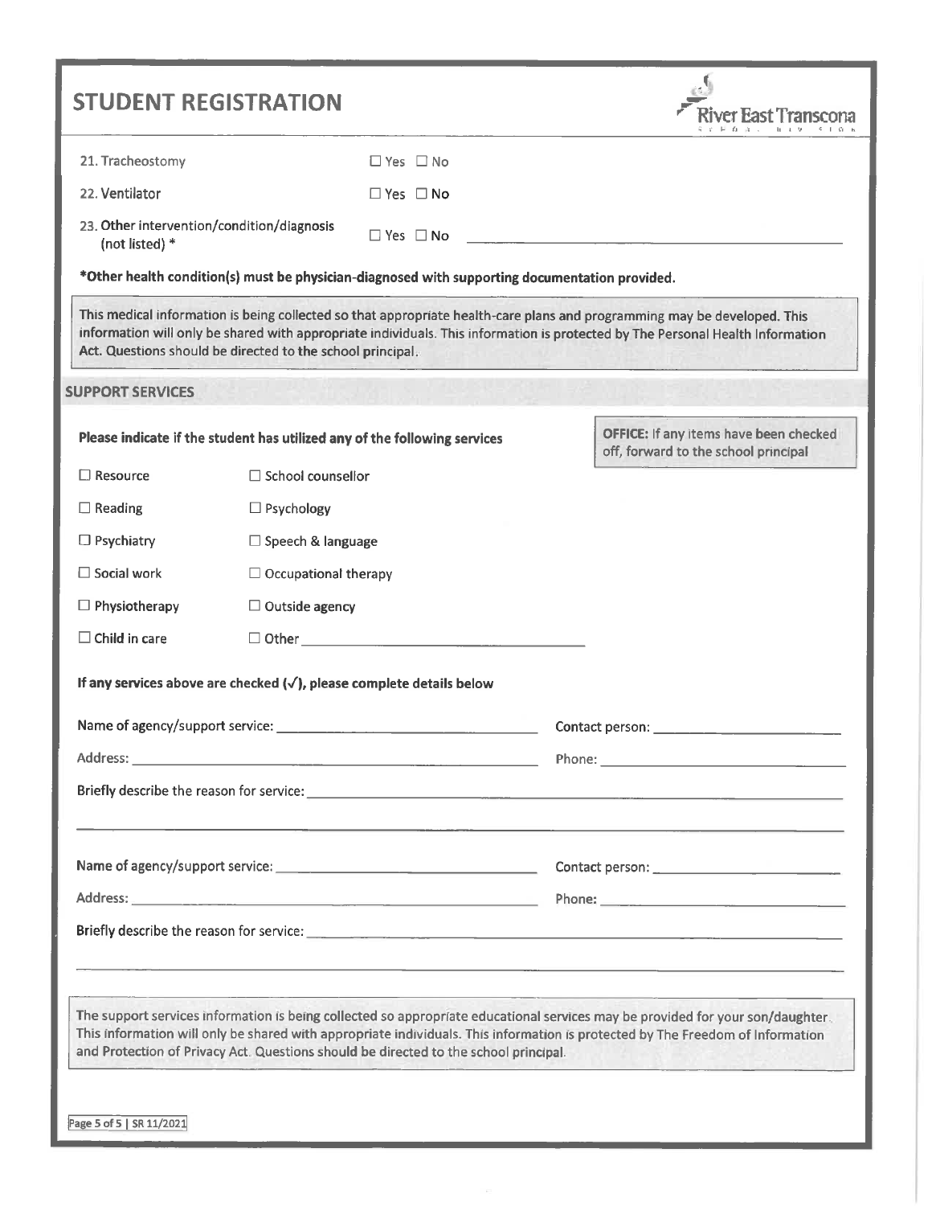# STUDENT REGISTRATION

River East Transcona School Division

| | | |
|---|---|---|
| 21. Tracheostomy | ☐ Yes ☐ No | |
| 22. Ventilator | ☐ Yes ☐ No | |
| 23. Other intervention/condition/diagnosis (not listed) * | ☐ Yes ☐ No | _______________ |

**\*Other health condition(s) must be physician-diagnosed with supporting documentation provided.**

This medical information is being collected so that appropriate health-care plans and programming may be developed. This information will only be shared with appropriate individuals. This information is protected by The Personal Health Information Act. Questions should be directed to the school principal.

## SUPPORT SERVICES

**Please indicate if the student has utilized any of the following services**

**OFFICE:** If any items have been checked off, forward to the school principal

| | |
|---|---|
| ☐ Resource | ☐ School counsellor |
| ☐ Reading | ☐ Psychology |
| ☐ Psychiatry | ☐ Speech & language |
| ☐ Social work | ☐ Occupational therapy |
| ☐ Physiotherapy | ☐ Outside agency |
| ☐ Child in care | ☐ Other _______________ |

**If any services above are checked (✓), please complete details below**

Name of agency/support service: _______________ Contact person: _______________

Address: _______________ Phone: _______________

Briefly describe the reason for service: _______________

_______________

Name of agency/support service: _______________ Contact person: _______________

Address: _______________ Phone: _______________

Briefly describe the reason for service: _______________

_______________

The support services information is being collected so appropriate educational services may be provided for your son/daughter. This information will only be shared with appropriate individuals. This information is protected by The Freedom of Information and Protection of Privacy Act. Questions should be directed to the school principal.

SR 11/2021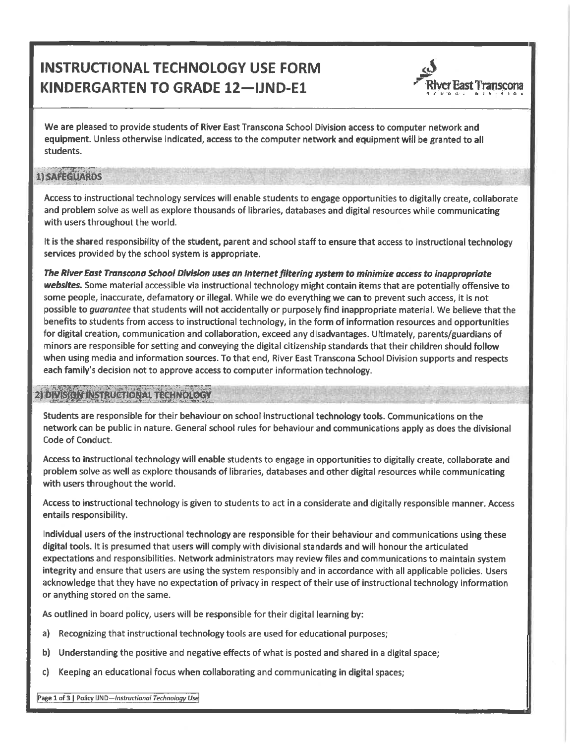# INSTRUCTIONAL TECHNOLOGY USE FORM KINDERGARTEN TO GRADE 12—IJND-E1

We are pleased to provide students of River East Transcona School Division access to computer network and equipment. Unless otherwise indicated, access to the computer network and equipment will be granted to all students.

## 1) SAFEGUARDS

Access to instructional technology services will enable students to engage opportunities to digitally create, collaborate and problem solve as well as explore thousands of libraries, databases and digital resources while communicating with users throughout the world.

It is the shared responsibility of the student, parent and school staff to ensure that access to instructional technology services provided by the school system is appropriate.

***The River East Transcona School Division uses an Internet filtering system to minimize access to inappropriate websites.*** Some material accessible via instructional technology might contain items that are potentially offensive to some people, inaccurate, defamatory or illegal. While we do everything we can to prevent such access, it is not possible to *guarantee* that students will not accidentally or purposely find inappropriate material. We believe that the benefits to students from access to instructional technology, in the form of information resources and opportunities for digital creation, communication and collaboration, exceed any disadvantages. Ultimately, parents/guardians of minors are responsible for setting and conveying the digital citizenship standards that their children should follow when using media and information sources. To that end, River East Transcona School Division supports and respects each family's decision not to approve access to computer information technology.

## 2) DIVISION INSTRUCTIONAL TECHNOLOGY

Students are responsible for their behaviour on school instructional technology tools. Communications on the network can be public in nature. General school rules for behaviour and communications apply as does the divisional Code of Conduct.

Access to instructional technology will enable students to engage in opportunities to digitally create, collaborate and problem solve as well as explore thousands of libraries, databases and other digital resources while communicating with users throughout the world.

Access to instructional technology is given to students to act in a considerate and digitally responsible manner. Access entails responsibility.

Individual users of the instructional technology are responsible for their behaviour and communications using these digital tools. It is presumed that users will comply with divisional standards and will honour the articulated expectations and responsibilities. Network administrators may review files and communications to maintain system integrity and ensure that users are using the system responsibly and in accordance with all applicable policies. Users acknowledge that they have no expectation of privacy in respect of their use of instructional technology information or anything stored on the same.

As outlined in board policy, users will be responsible for their digital learning by:

a) Recognizing that instructional technology tools are used for educational purposes;

b) Understanding the positive and negative effects of what is posted and shared in a digital space;

c) Keeping an educational focus when collaborating and communicating in digital spaces;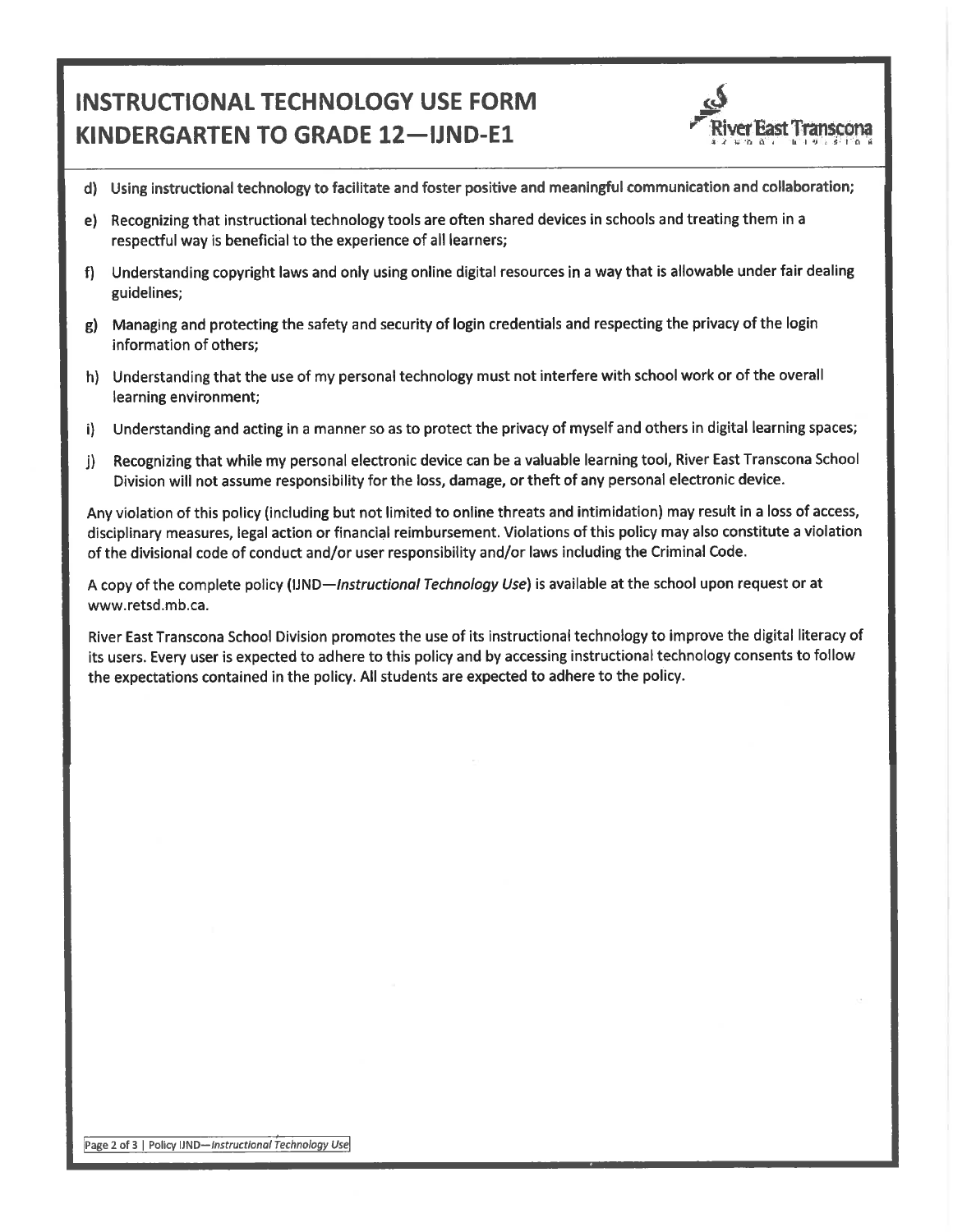# INSTRUCTIONAL TECHNOLOGY USE FORM KINDERGARTEN TO GRADE 12—IJND-E1

d) Using instructional technology to facilitate and foster positive and meaningful communication and collaboration;

e) Recognizing that instructional technology tools are often shared devices in schools and treating them in a respectful way is beneficial to the experience of all learners;

f) Understanding copyright laws and only using online digital resources in a way that is allowable under fair dealing guidelines;

g) Managing and protecting the safety and security of login credentials and respecting the privacy of the login information of others;

h) Understanding that the use of my personal technology must not interfere with school work or of the overall learning environment;

i) Understanding and acting in a manner so as to protect the privacy of myself and others in digital learning spaces;

j) Recognizing that while my personal electronic device can be a valuable learning tool, River East Transcona School Division will not assume responsibility for the loss, damage, or theft of any personal electronic device.

Any violation of this policy (including but not limited to online threats and intimidation) may result in a loss of access, disciplinary measures, legal action or financial reimbursement. Violations of this policy may also constitute a violation of the divisional code of conduct and/or user responsibility and/or laws including the Criminal Code.

A copy of the complete policy (IJND—*Instructional Technology Use*) is available at the school upon request or at www.retsd.mb.ca.

River East Transcona School Division promotes the use of its instructional technology to improve the digital literacy of its users. Every user is expected to adhere to this policy and by accessing instructional technology consents to follow the expectations contained in the policy. All students are expected to adhere to the policy.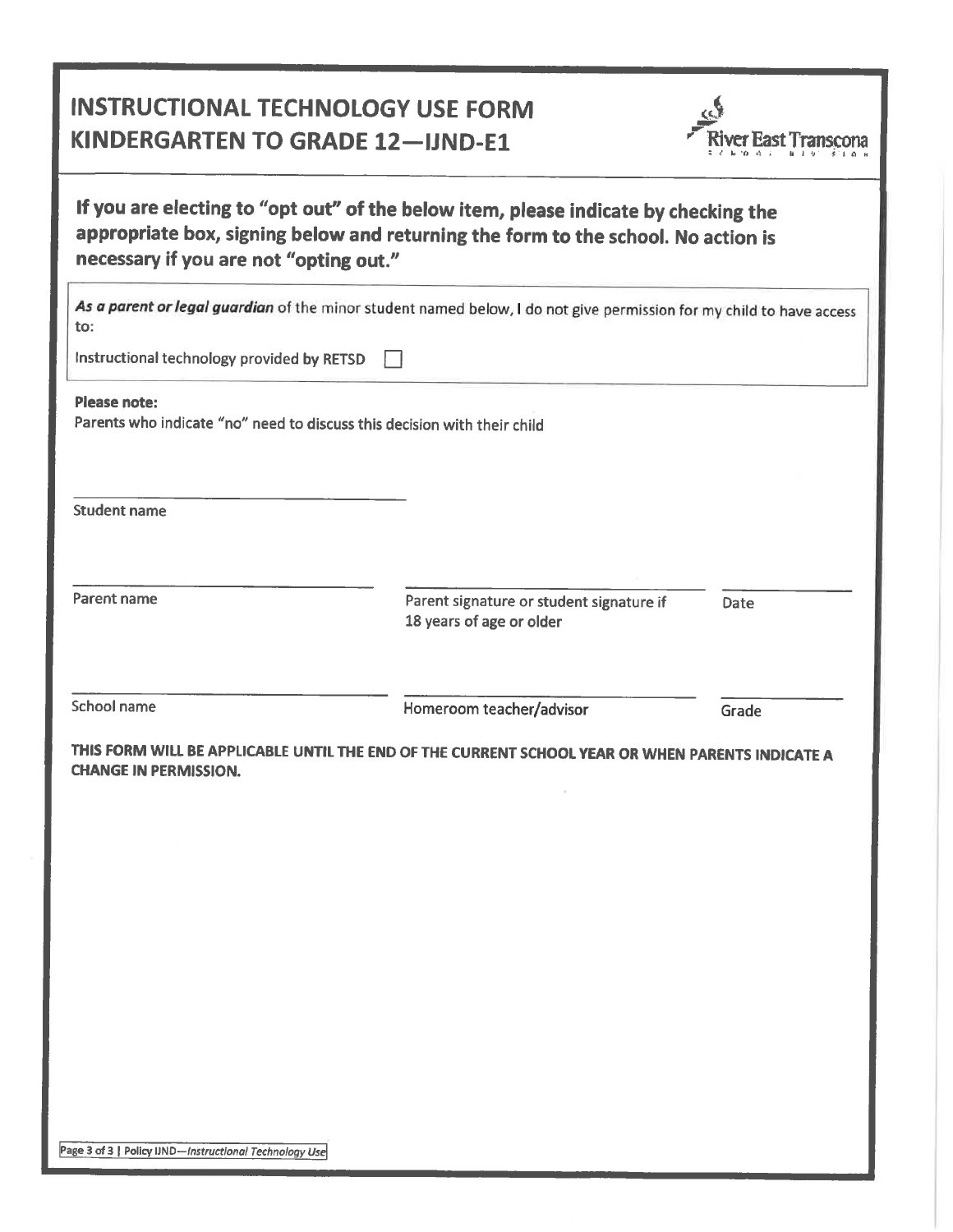# INSTRUCTIONAL TECHNOLOGY USE FORM
# KINDERGARTEN TO GRADE 12—IJND-E1

**If you are electing to "opt out" of the below item, please indicate by checking the appropriate box, signing below and returning the form to the school. No action is necessary if you are not "opting out."**

***As a parent or legal guardian*** of the minor student named below, I do not give permission for my child to have access to:

Instructional technology provided by RETSD ☐

**Please note:**
Parents who indicate "no" need to discuss this decision with their child

\_\_\_\_\_\_\_\_\_\_\_\_\_\_\_\_\_\_\_\_\_\_\_\_\_\_\_\_\_\_
Student name

| \_\_\_\_\_\_\_\_\_\_\_\_\_\_\_\_\_\_\_\_ | \_\_\_\_\_\_\_\_\_\_\_\_\_\_\_\_\_\_\_\_ | \_\_\_\_\_\_\_\_\_\_ |
|---|---|---|
| Parent name | Parent signature or student signature if 18 years of age or older | Date |
| \_\_\_\_\_\_\_\_\_\_\_\_\_\_\_\_\_\_\_\_ | \_\_\_\_\_\_\_\_\_\_\_\_\_\_\_\_\_\_\_\_ | \_\_\_\_\_\_\_\_\_\_ |
| School name | Homeroom teacher/advisor | Grade |

**THIS FORM WILL BE APPLICABLE UNTIL THE END OF THE CURRENT SCHOOL YEAR OR WHEN PARENTS INDICATE A CHANGE IN PERMISSION.**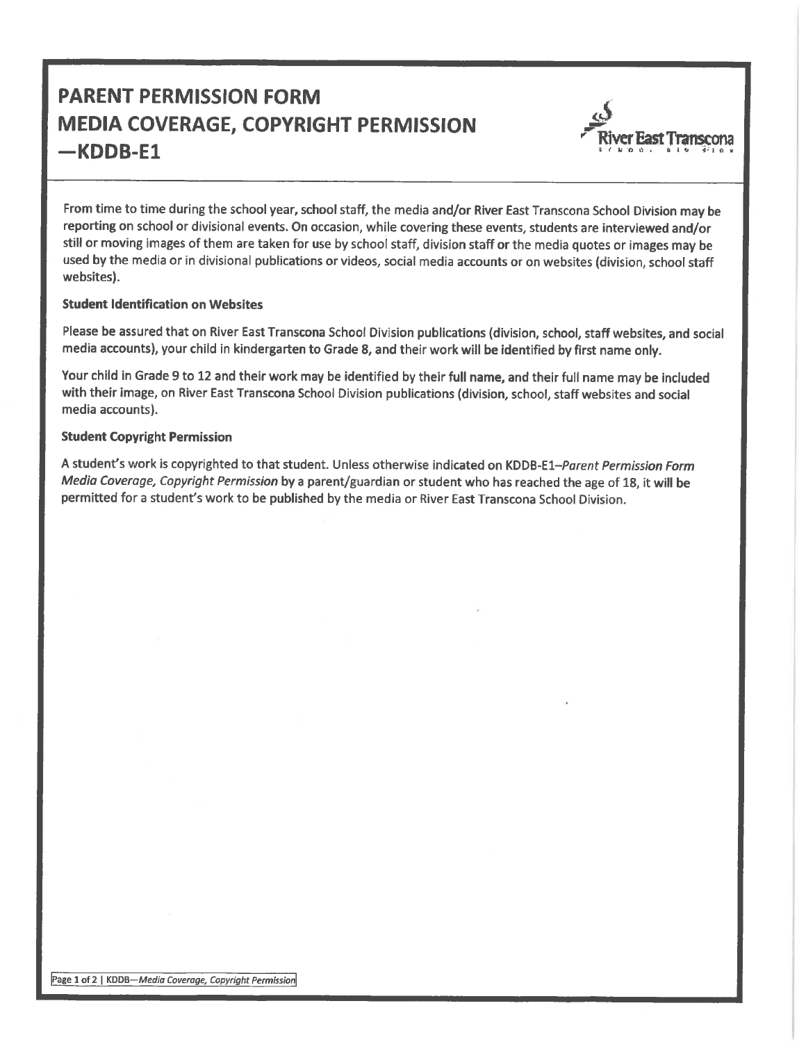# PARENT PERMISSION FORM MEDIA COVERAGE, COPYRIGHT PERMISSION —KDDB-E1

From time to time during the school year, school staff, the media and/or River East Transcona School Division may be reporting on school or divisional events. On occasion, while covering these events, students are interviewed and/or still or moving images of them are taken for use by school staff, division staff or the media quotes or images may be used by the media or in divisional publications or videos, social media accounts or on websites (division, school staff websites).

### Student Identification on Websites

Please be assured that on River East Transcona School Division publications (division, school, staff websites, and social media accounts), your child in kindergarten to Grade 8, and their work will be identified by first name only.

Your child in Grade 9 to 12 and their work may be identified by their **full name**, and their full name may be included with their image, on River East Transcona School Division publications (division, school, staff websites and social media accounts).

### Student Copyright Permission

A student's work is copyrighted to that student. Unless otherwise indicated on KDDB-E1–*Parent Permission Form Media Coverage, Copyright Permission* by a parent/guardian or student who has reached the age of 18, it will be permitted for a student's work to be published by the media or River East Transcona School Division.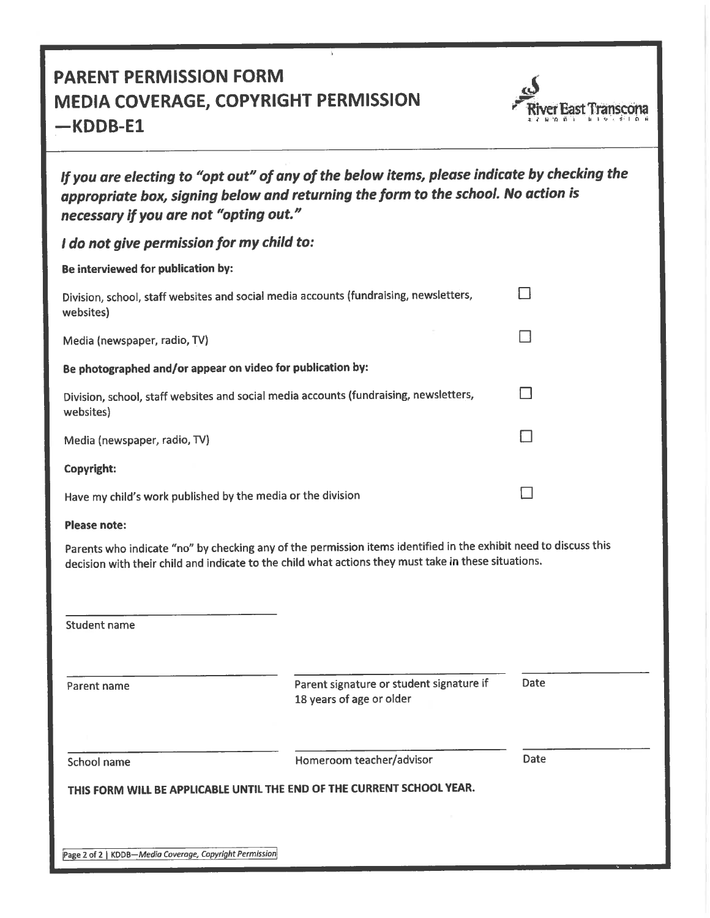# PARENT PERMISSION FORM
# MEDIA COVERAGE, COPYRIGHT PERMISSION
# —KDDB-E1

River East Transcona School Division

***If you are electing to "opt out" of any of the below items, please indicate by checking the appropriate box, signing below and returning the form to the school. No action is necessary if you are not "opting out."***

***I do not give permission for my child to:***

**Be interviewed for publication by:**

Division, school, staff websites and social media accounts (fundraising, newsletters, websites) ☐

Media (newspaper, radio, TV) ☐

**Be photographed and/or appear on video for publication by:**

Division, school, staff websites and social media accounts (fundraising, newsletters, websites) ☐

Media (newspaper, radio, TV) ☐

**Copyright:**

Have my child's work published by the media or the division ☐

**Please note:**

Parents who indicate "no" by checking any of the permission items identified in the exhibit need to discuss this decision with their child and indicate to the child what actions they must take in these situations.

\_\_\_\_\_\_\_\_\_\_\_\_\_\_\_\_\_\_\_\_\_\_\_\_\_\_\_\_\_\_
Student name

| \_\_\_\_\_\_\_\_\_\_\_\_\_\_\_\_\_\_\_\_ | \_\_\_\_\_\_\_\_\_\_\_\_\_\_\_\_\_\_\_\_ | \_\_\_\_\_\_\_\_\_\_ |
|---|---|---|
| Parent name | Parent signature or student signature if 18 years of age or older | Date |

| \_\_\_\_\_\_\_\_\_\_\_\_\_\_\_\_\_\_\_\_ | \_\_\_\_\_\_\_\_\_\_\_\_\_\_\_\_\_\_\_\_ | \_\_\_\_\_\_\_\_\_\_ |
|---|---|---|
| School name | Homeroom teacher/advisor | Date |

**THIS FORM WILL BE APPLICABLE UNTIL THE END OF THE CURRENT SCHOOL YEAR.**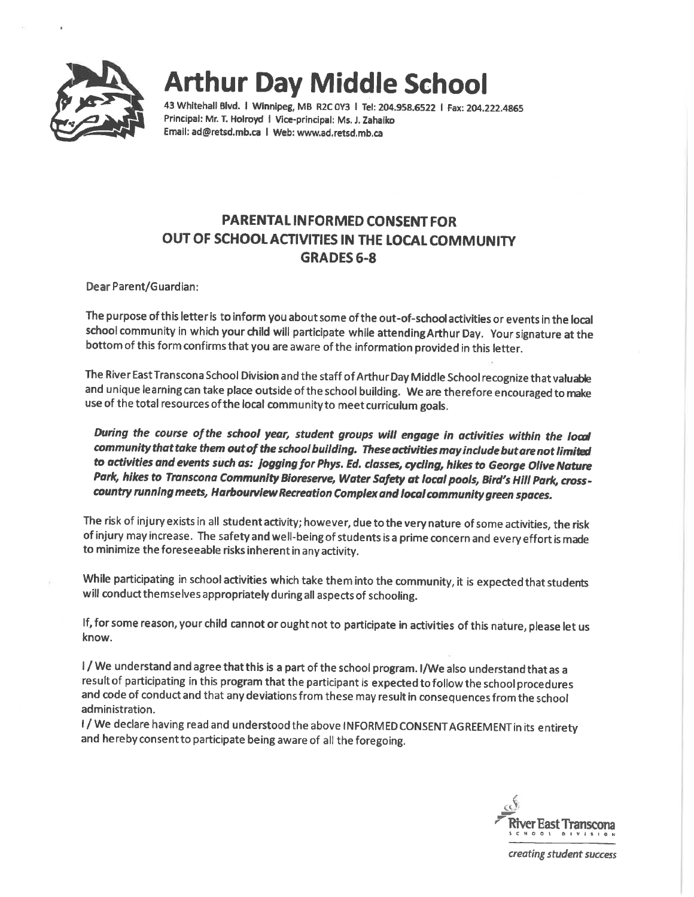# Arthur Day Middle School

**43 Whitehall Blvd. | Winnipeg, MB R2C 0Y3 | Tel: 204.958.6522 | Fax: 204.222.4865**
**Principal: Mr. T. Holroyd | Vice-principal: Ms. J. Zahaiko**
**Email: ad@retsd.mb.ca | Web: www.ad.retsd.mb.ca**

## PARENTAL INFORMED CONSENT FOR OUT OF SCHOOL ACTIVITIES IN THE LOCAL COMMUNITY GRADES 6-8

Dear Parent/Guardian:

The purpose of this letter is to inform you about some of the out-of-school activities or events in the local school community in which your child will participate while attending Arthur Day. Your signature at the bottom of this form confirms that you are aware of the information provided in this letter.

The River East Transcona School Division and the staff of Arthur Day Middle School recognize that valuable and unique learning can take place outside of the school building. We are therefore encouraged to make use of the total resources of the local community to meet curriculum goals.

***During the course of the school year, student groups will engage in activities within the local community that take them out of the school building. These activities may include but are not limited to activities and events such as: jogging for Phys. Ed. classes, cycling, hikes to George Olive Nature Park, hikes to Transcona Community Bioreserve, Water Safety at local pools, Bird's Hill Park, cross-country running meets, Harbourview Recreation Complex and local community green spaces.***

The risk of injury exists in all student activity; however, due to the very nature of some activities, the risk of injury may increase. The safety and well-being of students is a prime concern and every effort is made to minimize the foreseeable risks inherent in any activity.

While participating in school activities which take them into the community, it is expected that students will conduct themselves appropriately during all aspects of schooling.

If, for some reason, your child cannot or ought not to participate in activities of this nature, please let us know.

I / We understand and agree that this is a part of the school program. I/We also understand that as a result of participating in this program that the participant is expected to follow the school procedures and code of conduct and that any deviations from these may result in consequences from the school administration.

I / We declare having read and understood the above INFORMED CONSENT AGREEMENT in its entirety and hereby consent to participate being aware of all the foregoing.

River East Transcona School Division

*creating student success*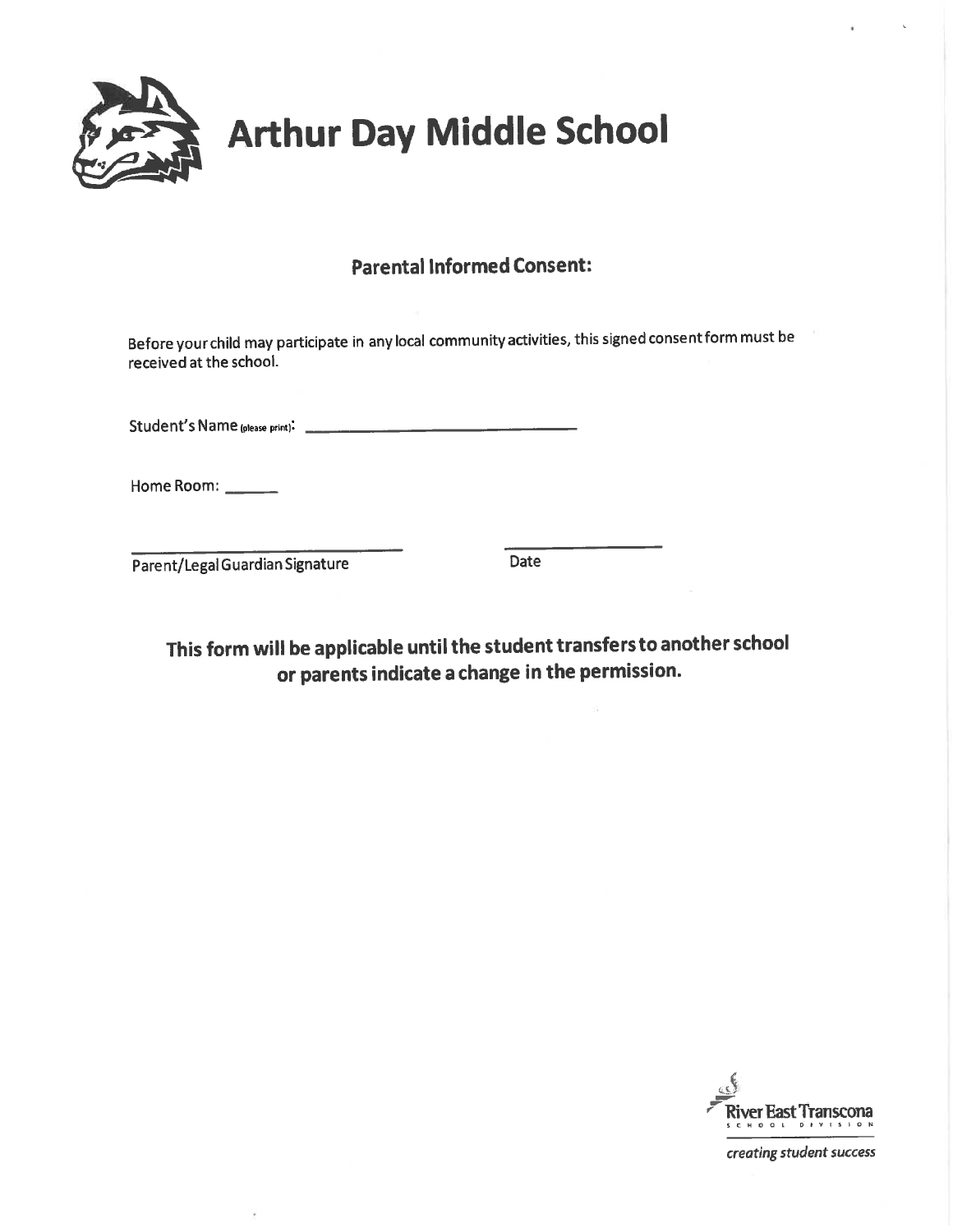# Arthur Day Middle School

## Parental Informed Consent:

Before your child may participate in any local community activities, this signed consent form must be received at the school.

Student's Name (please print): ______________________________

Home Room: ______

______________________________ &nbsp;&nbsp;&nbsp;&nbsp;&nbsp;&nbsp;&nbsp;&nbsp; ____________________

Parent/Legal Guardian Signature &nbsp;&nbsp;&nbsp;&nbsp;&nbsp;&nbsp;&nbsp;&nbsp; Date

**This form will be applicable until the student transfers to another school or parents indicate a change in the permission.**

River East Transcona School Division

*creating student success*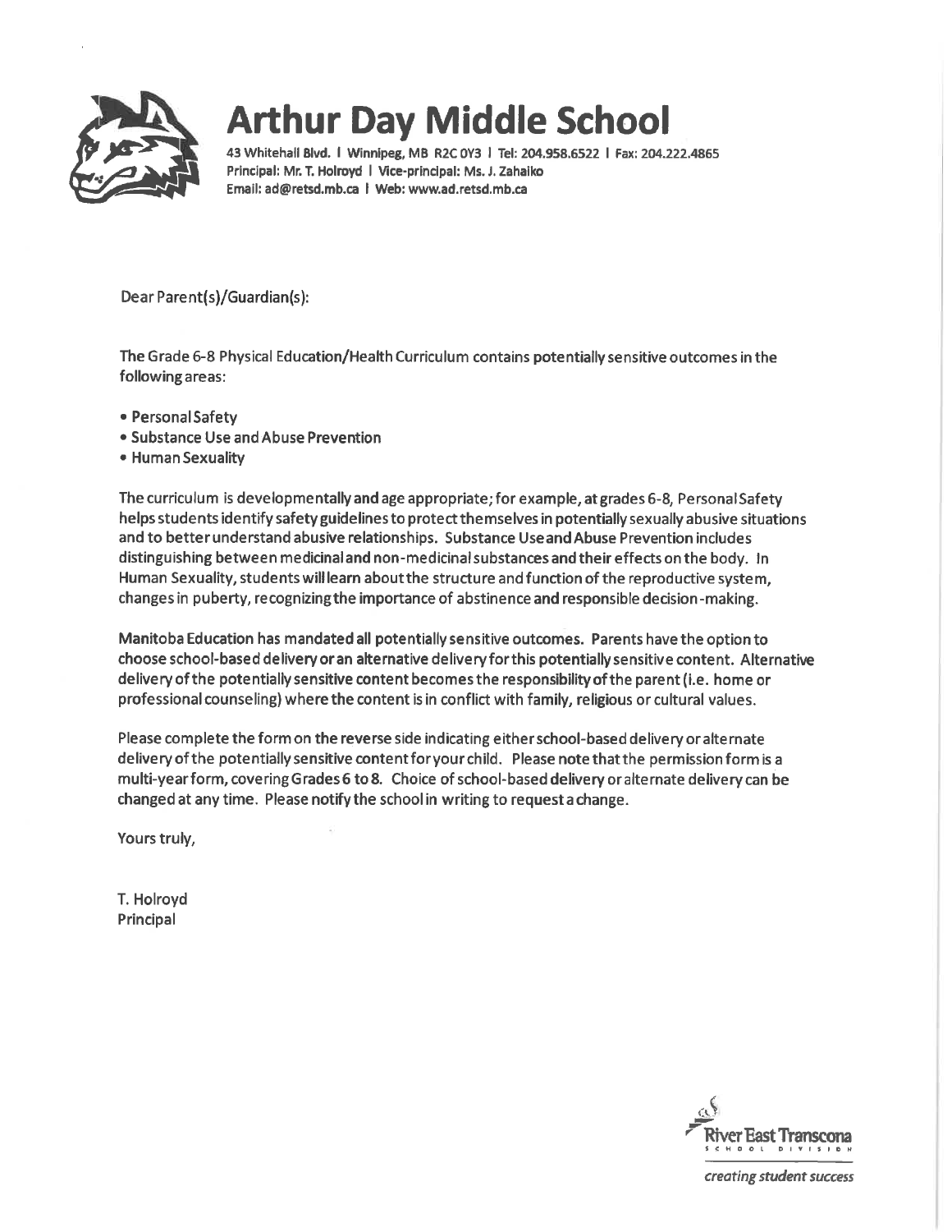# Arthur Day Middle School

43 Whitehall Blvd. | Winnipeg, MB R2C 0Y3 | Tel: 204.958.6522 | Fax: 204.222.4865
Principal: Mr. T. Holroyd | Vice-principal: Ms. J. Zahaiko
Email: ad@retsd.mb.ca | Web: www.ad.retsd.mb.ca

Dear Parent(s)/Guardian(s):

The Grade 6-8 Physical Education/Health Curriculum contains potentially sensitive outcomes in the following areas:

- Personal Safety
- Substance Use and Abuse Prevention
- Human Sexuality

The curriculum is developmentally and age appropriate; for example, at grades 6-8, Personal Safety helps students identify safety guidelines to protect themselves in potentially sexually abusive situations and to better understand abusive relationships. Substance Use and Abuse Prevention includes distinguishing between medicinal and non-medicinal substances and their effects on the body. In Human Sexuality, students will learn about the structure and function of the reproductive system, changes in puberty, recognizing the importance of abstinence and responsible decision-making.

Manitoba Education has mandated all potentially sensitive outcomes. Parents have the option to choose school-based delivery or an alternative delivery for this potentially sensitive content. Alternative delivery of the potentially sensitive content becomes the responsibility of the parent (i.e. home or professional counseling) where the content is in conflict with family, religious or cultural values.

Please complete the form on the reverse side indicating either school-based delivery or alternate delivery of the potentially sensitive content for your child. Please note that the permission form is a multi-year form, covering Grades 6 to 8. Choice of school-based delivery or alternate delivery can be changed at any time. Please notify the school in writing to request a change.

Yours truly,

T. Holroyd
Principal

River East Transcona School Division

*creating student success*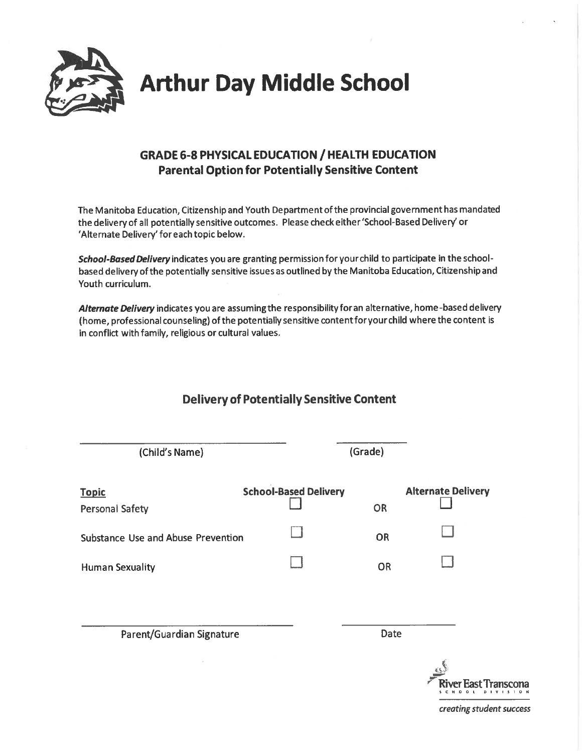# Arthur Day Middle School

## GRADE 6-8 PHYSICAL EDUCATION / HEALTH EDUCATION
## Parental Option for Potentially Sensitive Content

The Manitoba Education, Citizenship and Youth Department of the provincial government has mandated the delivery of all potentially sensitive outcomes. Please check either 'School-Based Delivery' or 'Alternate Delivery' for each topic below.

***School-Based Delivery*** indicates you are granting permission for your child to participate in the school-based delivery of the potentially sensitive issues as outlined by the Manitoba Education, Citizenship and Youth curriculum.

***Alternate Delivery*** indicates you are assuming the responsibility for an alternative, home-based delivery (home, professional counseling) of the potentially sensitive content for your child where the content is in conflict with family, religious or cultural values.

### Delivery of Potentially Sensitive Content

_______________________________ (Child's Name) &nbsp;&nbsp;&nbsp;&nbsp; __________ (Grade)

| Topic | School-Based Delivery | | Alternate Delivery |
|---|---|---|---|
| Personal Safety | ☐ | OR | ☐ |
| Substance Use and Abuse Prevention | ☐ | OR | ☐ |
| Human Sexuality | ☐ | OR | ☐ |

_______________________________ Parent/Guardian Signature &nbsp;&nbsp;&nbsp;&nbsp; __________ Date

River East Transcona School Division

*creating student success*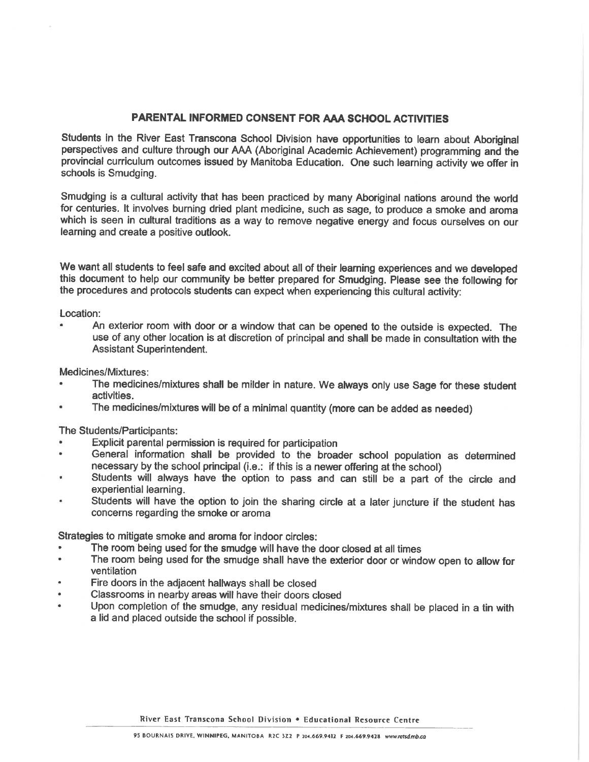## PARENTAL INFORMED CONSENT FOR AAA SCHOOL ACTIVITIES

Students in the River East Transcona School Division have opportunities to learn about Aboriginal perspectives and culture through our AAA (Aboriginal Academic Achievement) programming and the provincial curriculum outcomes issued by Manitoba Education. One such learning activity we offer in schools is Smudging.

Smudging is a cultural activity that has been practiced by many Aboriginal nations around the world for centuries. It involves burning dried plant medicine, such as sage, to produce a smoke and aroma which is seen in cultural traditions as a way to remove negative energy and focus ourselves on our learning and create a positive outlook.

We want all students to feel safe and excited about all of their learning experiences and we developed this document to help our community be better prepared for Smudging. Please see the following for the procedures and protocols students can expect when experiencing this cultural activity:

Location:

- An exterior room with door or a window that can be opened to the outside is expected. The use of any other location is at discretion of principal and shall be made in consultation with the Assistant Superintendent.

Medicines/Mixtures:

- The medicines/mixtures shall be milder in nature. We always only use Sage for these student activities.
- The medicines/mixtures will be of a minimal quantity (more can be added as needed)

The Students/Participants:

- Explicit parental permission is required for participation
- General information shall be provided to the broader school population as determined necessary by the school principal (i.e.: if this is a newer offering at the school)
- Students will always have the option to pass and can still be a part of the circle and experiential learning.
- Students will have the option to join the sharing circle at a later juncture if the student has concerns regarding the smoke or aroma

Strategies to mitigate smoke and aroma for indoor circles:

- The room being used for the smudge will have the door closed at all times
- The room being used for the smudge shall have the exterior door or window open to allow for ventilation
- Fire doors in the adjacent hallways shall be closed
- Classrooms in nearby areas will have their doors closed
- Upon completion of the smudge, any residual medicines/mixtures shall be placed in a tin with a lid and placed outside the school if possible.

River East Transcona School Division • Educational Resource Centre

95 BOURNAIS DRIVE, WINNIPEG, MANITOBA R2C 3Z2 P 204.669.9412 F 204.669.9428 www.retsd.mb.ca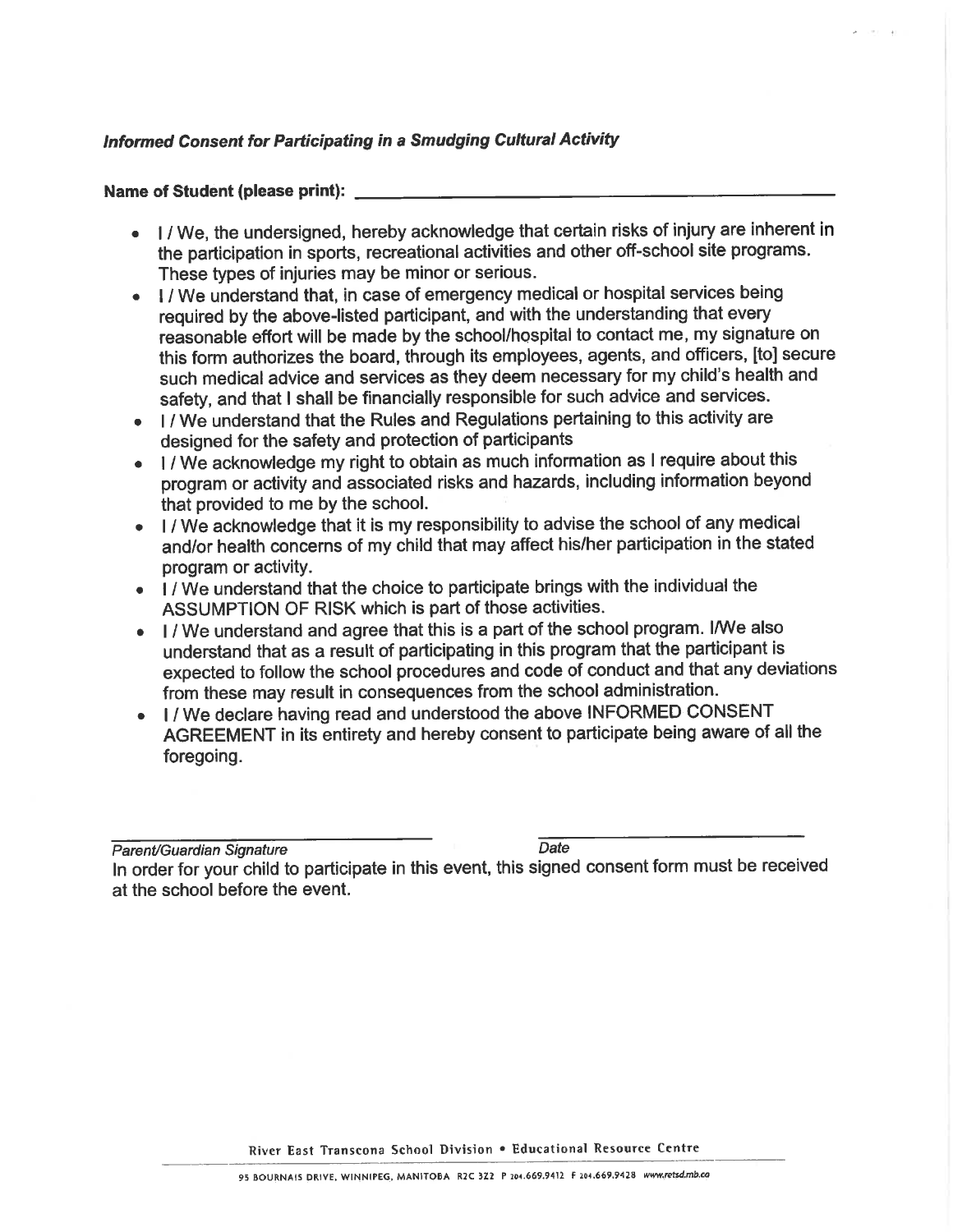***Informed Consent for Participating in a Smudging Cultural Activity***

**Name of Student (please print):** ______________________________

- I / We, the undersigned, hereby acknowledge that certain risks of injury are inherent in the participation in sports, recreational activities and other off-school site programs. These types of injuries may be minor or serious.
- I / We understand that, in case of emergency medical or hospital services being required by the above-listed participant, and with the understanding that every reasonable effort will be made by the school/hospital to contact me, my signature on this form authorizes the board, through its employees, agents, and officers, [to] secure such medical advice and services as they deem necessary for my child's health and safety, and that I shall be financially responsible for such advice and services.
- I / We understand that the Rules and Regulations pertaining to this activity are designed for the safety and protection of participants
- I / We acknowledge my right to obtain as much information as I require about this program or activity and associated risks and hazards, including information beyond that provided to me by the school.
- I / We acknowledge that it is my responsibility to advise the school of any medical and/or health concerns of my child that may affect his/her participation in the stated program or activity.
- I / We understand that the choice to participate brings with the individual the ASSUMPTION OF RISK which is part of those activities.
- I / We understand and agree that this is a part of the school program. I/We also understand that as a result of participating in this program that the participant is expected to follow the school procedures and code of conduct and that any deviations from these may result in consequences from the school administration.
- I / We declare having read and understood the above INFORMED CONSENT AGREEMENT in its entirety and hereby consent to participate being aware of all the foregoing.

______________________________ ______________________________

*Parent/Guardian Signature* *Date*

In order for your child to participate in this event, this signed consent form must be received at the school before the event.

River East Transcona School Division • Educational Resource Centre

95 BOURNAIS DRIVE, WINNIPEG, MANITOBA R2C 3Z2 P 204.669.9412 F 204.669.9428 *www.retsd.mb.ca*